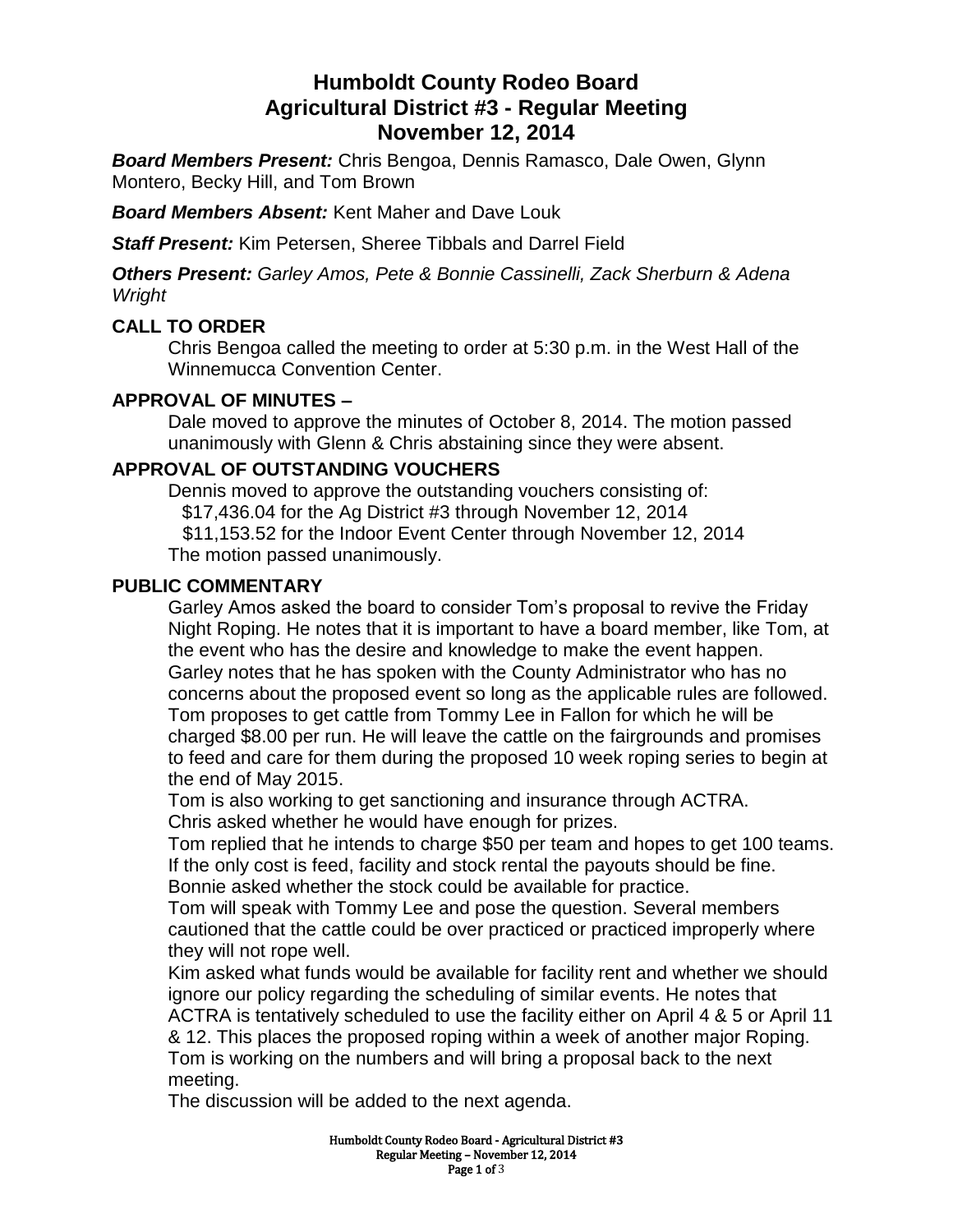# Humboldt County Rodeo Board
# Agricultural District #3 - Regular Meeting
# November 12, 2014

***Board Members Present:*** Chris Bengoa, Dennis Ramasco, Dale Owen, Glynn Montero, Becky Hill, and Tom Brown

***Board Members Absent:*** Kent Maher and Dave Louk

***Staff Present:*** Kim Petersen, Sheree Tibbals and Darrel Field

***Others Present:*** *Garley Amos, Pete & Bonnie Cassinelli, Zack Sherburn & Adena Wright*

## CALL TO ORDER

Chris Bengoa called the meeting to order at 5:30 p.m. in the West Hall of the Winnemucca Convention Center.

## APPROVAL OF MINUTES –

Dale moved to approve the minutes of October 8, 2014. The motion passed unanimously with Glenn & Chris abstaining since they were absent.

## APPROVAL OF OUTSTANDING VOUCHERS

Dennis moved to approve the outstanding vouchers consisting of:
$17,436.04 for the Ag District #3 through November 12, 2014
$11,153.52 for the Indoor Event Center through November 12, 2014
The motion passed unanimously.

## PUBLIC COMMENTARY

Garley Amos asked the board to consider Tom's proposal to revive the Friday Night Roping. He notes that it is important to have a board member, like Tom, at the event who has the desire and knowledge to make the event happen. Garley notes that he has spoken with the County Administrator who has no concerns about the proposed event so long as the applicable rules are followed. Tom proposes to get cattle from Tommy Lee in Fallon for which he will be charged $8.00 per run. He will leave the cattle on the fairgrounds and promises to feed and care for them during the proposed 10 week roping series to begin at the end of May 2015.
Tom is also working to get sanctioning and insurance through ACTRA.
Chris asked whether he would have enough for prizes.
Tom replied that he intends to charge $50 per team and hopes to get 100 teams. If the only cost is feed, facility and stock rental the payouts should be fine.
Bonnie asked whether the stock could be available for practice.
Tom will speak with Tommy Lee and pose the question. Several members cautioned that the cattle could be over practiced or practiced improperly where they will not rope well.
Kim asked what funds would be available for facility rent and whether we should ignore our policy regarding the scheduling of similar events. He notes that ACTRA is tentatively scheduled to use the facility either on April 4 & 5 or April 11 & 12. This places the proposed roping within a week of another major Roping.
Tom is working on the numbers and will bring a proposal back to the next meeting.
The discussion will be added to the next agenda.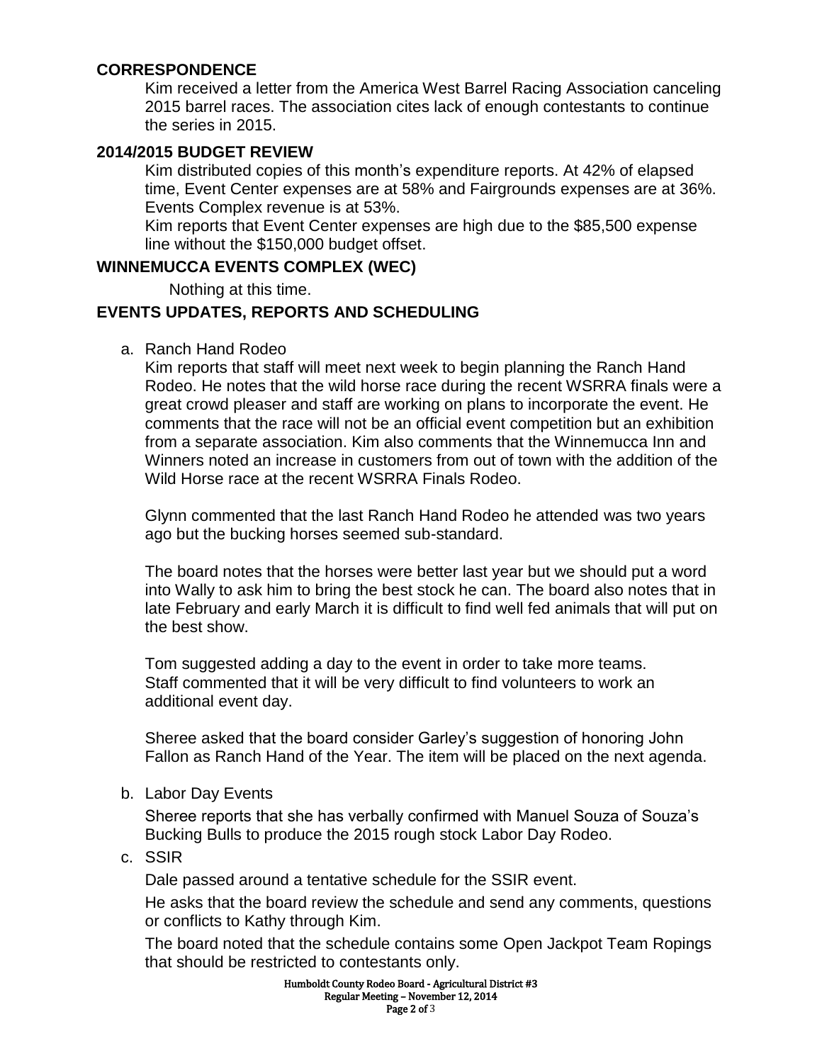## CORRESPONDENCE

Kim received a letter from the America West Barrel Racing Association canceling 2015 barrel races. The association cites lack of enough contestants to continue the series in 2015.

## 2014/2015 BUDGET REVIEW

Kim distributed copies of this month's expenditure reports. At 42% of elapsed time, Event Center expenses are at 58% and Fairgrounds expenses are at 36%. Events Complex revenue is at 53%.

Kim reports that Event Center expenses are high due to the $85,500 expense line without the $150,000 budget offset.

## WINNEMUCCA EVENTS COMPLEX (WEC)

Nothing at this time.

## EVENTS UPDATES, REPORTS AND SCHEDULING

a. Ranch Hand Rodeo

Kim reports that staff will meet next week to begin planning the Ranch Hand Rodeo. He notes that the wild horse race during the recent WSRRA finals were a great crowd pleaser and staff are working on plans to incorporate the event. He comments that the race will not be an official event competition but an exhibition from a separate association. Kim also comments that the Winnemucca Inn and Winners noted an increase in customers from out of town with the addition of the Wild Horse race at the recent WSRRA Finals Rodeo.

Glynn commented that the last Ranch Hand Rodeo he attended was two years ago but the bucking horses seemed sub-standard.

The board notes that the horses were better last year but we should put a word into Wally to ask him to bring the best stock he can. The board also notes that in late February and early March it is difficult to find well fed animals that will put on the best show.

Tom suggested adding a day to the event in order to take more teams. Staff commented that it will be very difficult to find volunteers to work an additional event day.

Sheree asked that the board consider Garley's suggestion of honoring John Fallon as Ranch Hand of the Year. The item will be placed on the next agenda.

b. Labor Day Events

Sheree reports that she has verbally confirmed with Manuel Souza of Souza's Bucking Bulls to produce the 2015 rough stock Labor Day Rodeo.

c. SSIR

Dale passed around a tentative schedule for the SSIR event.

He asks that the board review the schedule and send any comments, questions or conflicts to Kathy through Kim.

The board noted that the schedule contains some Open Jackpot Team Ropings that should be restricted to contestants only.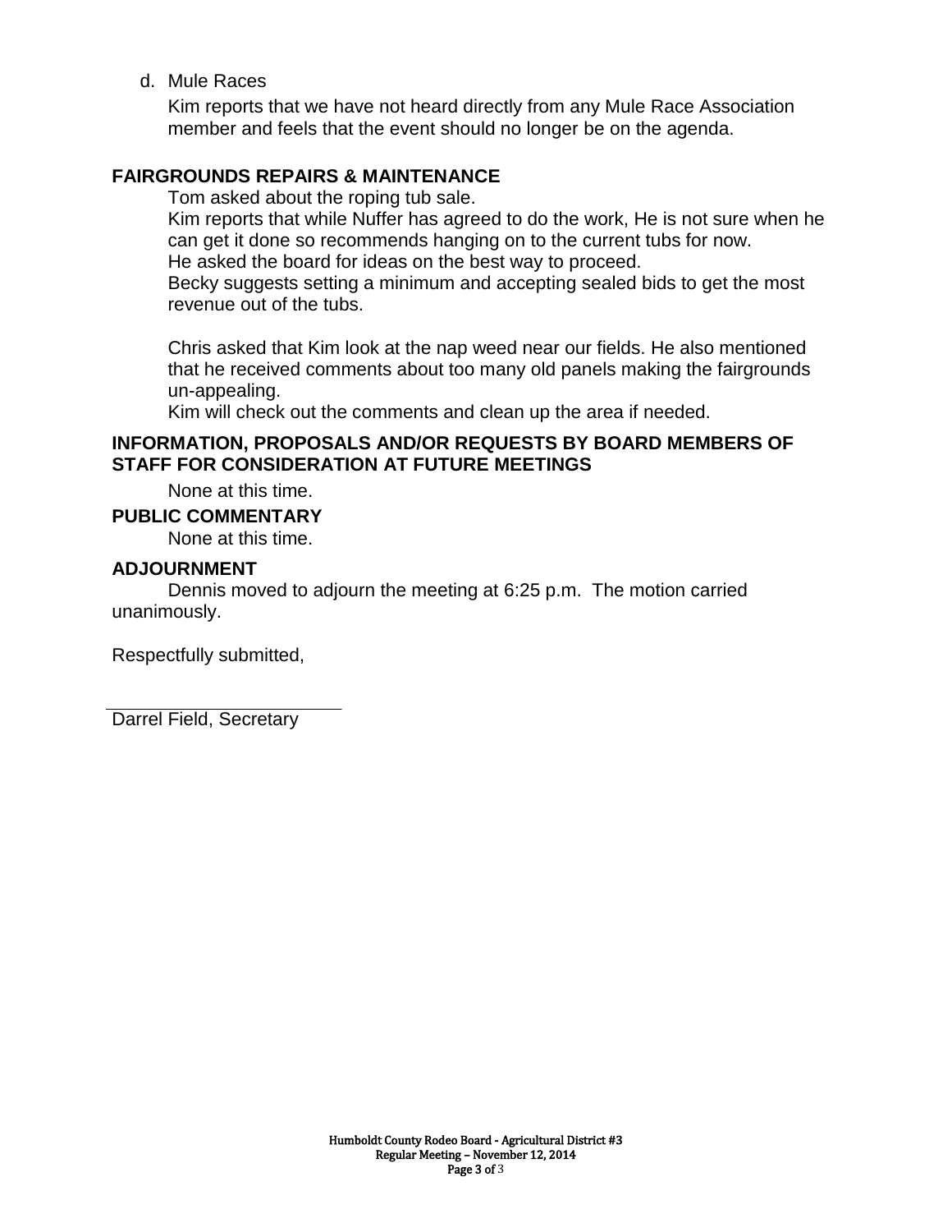d. Mule Races

Kim reports that we have not heard directly from any Mule Race Association member and feels that the event should no longer be on the agenda.

## FAIRGROUNDS REPAIRS & MAINTENANCE

Tom asked about the roping tub sale.
Kim reports that while Nuffer has agreed to do the work, He is not sure when he can get it done so recommends hanging on to the current tubs for now.
He asked the board for ideas on the best way to proceed.
Becky suggests setting a minimum and accepting sealed bids to get the most revenue out of the tubs.

Chris asked that Kim look at the nap weed near our fields. He also mentioned that he received comments about too many old panels making the fairgrounds un-appealing.
Kim will check out the comments and clean up the area if needed.

## INFORMATION, PROPOSALS AND/OR REQUESTS BY BOARD MEMBERS OF STAFF FOR CONSIDERATION AT FUTURE MEETINGS

None at this time.

## PUBLIC COMMENTARY

None at this time.

## ADJOURNMENT

Dennis moved to adjourn the meeting at 6:25 p.m. The motion carried unanimously.

Respectfully submitted,

Darrel Field, Secretary